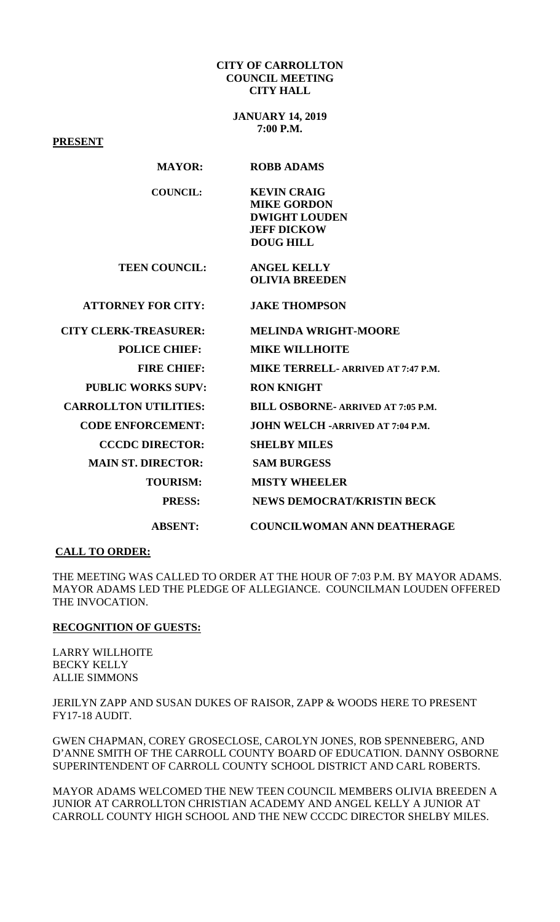**CITY OF CARROLLTON**
**COUNCIL MEETING**
**CITY HALL**

**JANUARY 14, 2019**
**7:00 P.M.**

**PRESENT**

| | |
|---|---|
| **MAYOR:** | **ROBB ADAMS** |
| **COUNCIL:** | **KEVIN CRAIG** |
| | **MIKE GORDON** |
| | **DWIGHT LOUDEN** |
| | **JEFF DICKOW** |
| | **DOUG HILL** |
| **TEEN COUNCIL:** | **ANGEL KELLY** |
| | **OLIVIA BREEDEN** |
| **ATTORNEY FOR CITY:** | **JAKE THOMPSON** |
| **CITY CLERK-TREASURER:** | **MELINDA WRIGHT-MOORE** |
| **POLICE CHIEF:** | **MIKE WILLHOITE** |
| **FIRE CHIEF:** | **MIKE TERRELL- ARRIVED AT 7:47 P.M.** |
| **PUBLIC WORKS SUPV:** | **RON KNIGHT** |
| **CARROLLTON UTILITIES:** | **BILL OSBORNE- ARRIVED AT 7:05 P.M.** |
| **CODE ENFORCEMENT:** | **JOHN WELCH -ARRIVED AT 7:04 P.M.** |
| **CCCDC DIRECTOR:** | **SHELBY MILES** |
| **MAIN ST. DIRECTOR:** | **SAM BURGESS** |
| **TOURISM:** | **MISTY WHEELER** |
| **PRESS:** | **NEWS DEMOCRAT/KRISTIN BECK** |
| **ABSENT:** | **COUNCILWOMAN ANN DEATHERAGE** |

**CALL TO ORDER:**

THE MEETING WAS CALLED TO ORDER AT THE HOUR OF 7:03 P.M. BY MAYOR ADAMS. MAYOR ADAMS LED THE PLEDGE OF ALLEGIANCE. COUNCILMAN LOUDEN OFFERED THE INVOCATION.

**RECOGNITION OF GUESTS:**

LARRY WILLHOITE
BECKY KELLY
ALLIE SIMMONS

JERILYN ZAPP AND SUSAN DUKES OF RAISOR, ZAPP & WOODS HERE TO PRESENT FY17-18 AUDIT.

GWEN CHAPMAN, COREY GROSECLOSE, CAROLYN JONES, ROB SPENNEBERG, AND D'ANNE SMITH OF THE CARROLL COUNTY BOARD OF EDUCATION. DANNY OSBORNE SUPERINTENDENT OF CARROLL COUNTY SCHOOL DISTRICT AND CARL ROBERTS.

MAYOR ADAMS WELCOMED THE NEW TEEN COUNCIL MEMBERS OLIVIA BREEDEN A JUNIOR AT CARROLLTON CHRISTIAN ACADEMY AND ANGEL KELLY A JUNIOR AT CARROLL COUNTY HIGH SCHOOL AND THE NEW CCCDC DIRECTOR SHELBY MILES.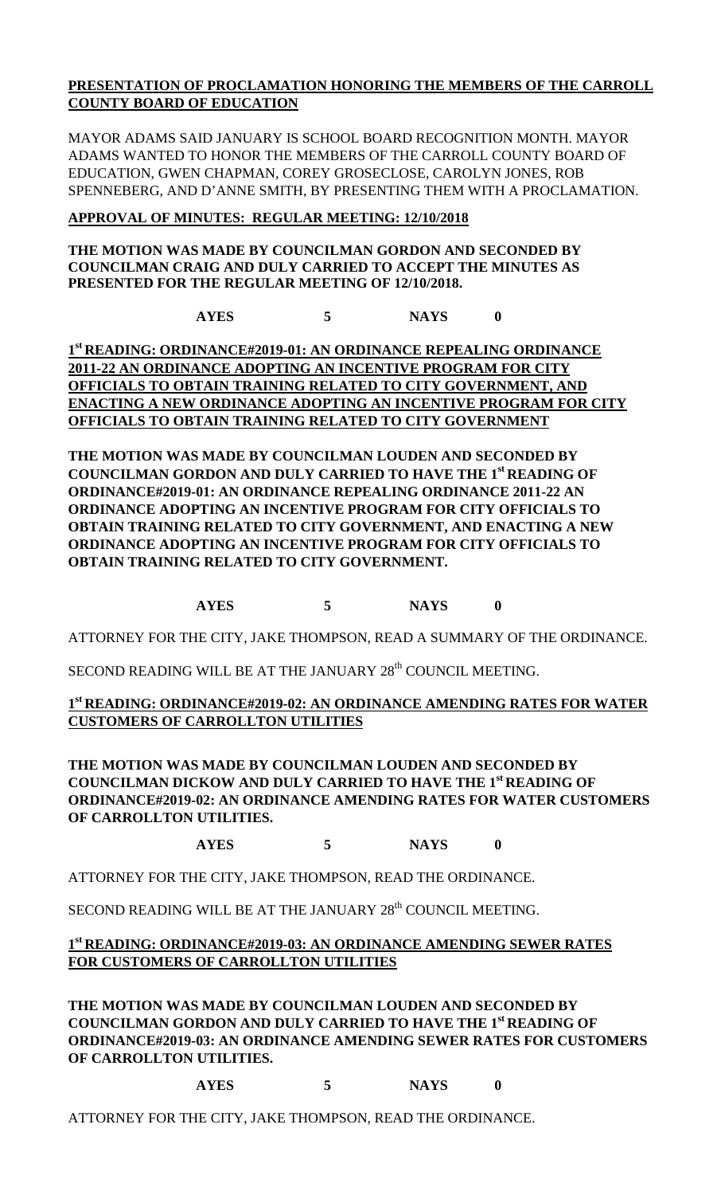**PRESENTATION OF PROCLAMATION HONORING THE MEMBERS OF THE CARROLL COUNTY BOARD OF EDUCATION**

MAYOR ADAMS SAID JANUARY IS SCHOOL BOARD RECOGNITION MONTH. MAYOR ADAMS WANTED TO HONOR THE MEMBERS OF THE CARROLL COUNTY BOARD OF EDUCATION, GWEN CHAPMAN, COREY GROSECLOSE, CAROLYN JONES, ROB SPENNEBERG, AND D'ANNE SMITH, BY PRESENTING THEM WITH A PROCLAMATION.

**APPROVAL OF MINUTES: REGULAR MEETING: 12/10/2018**

**THE MOTION WAS MADE BY COUNCILMAN GORDON AND SECONDED BY COUNCILMAN CRAIG AND DULY CARRIED TO ACCEPT THE MINUTES AS PRESENTED FOR THE REGULAR MEETING OF 12/10/2018.**

**AYES 5 NAYS 0**

**1st READING: ORDINANCE#2019-01: AN ORDINANCE REPEALING ORDINANCE 2011-22 AN ORDINANCE ADOPTING AN INCENTIVE PROGRAM FOR CITY OFFICIALS TO OBTAIN TRAINING RELATED TO CITY GOVERNMENT, AND ENACTING A NEW ORDINANCE ADOPTING AN INCENTIVE PROGRAM FOR CITY OFFICIALS TO OBTAIN TRAINING RELATED TO CITY GOVERNMENT**

**THE MOTION WAS MADE BY COUNCILMAN LOUDEN AND SECONDED BY COUNCILMAN GORDON AND DULY CARRIED TO HAVE THE 1st READING OF ORDINANCE#2019-01: AN ORDINANCE REPEALING ORDINANCE 2011-22 AN ORDINANCE ADOPTING AN INCENTIVE PROGRAM FOR CITY OFFICIALS TO OBTAIN TRAINING RELATED TO CITY GOVERNMENT, AND ENACTING A NEW ORDINANCE ADOPTING AN INCENTIVE PROGRAM FOR CITY OFFICIALS TO OBTAIN TRAINING RELATED TO CITY GOVERNMENT.**

**AYES 5 NAYS 0**

ATTORNEY FOR THE CITY, JAKE THOMPSON, READ A SUMMARY OF THE ORDINANCE.

SECOND READING WILL BE AT THE JANUARY 28th COUNCIL MEETING.

**1st READING: ORDINANCE#2019-02: AN ORDINANCE AMENDING RATES FOR WATER CUSTOMERS OF CARROLLTON UTILITIES**

**THE MOTION WAS MADE BY COUNCILMAN LOUDEN AND SECONDED BY COUNCILMAN DICKOW AND DULY CARRIED TO HAVE THE 1st READING OF ORDINANCE#2019-02: AN ORDINANCE AMENDING RATES FOR WATER CUSTOMERS OF CARROLLTON UTILITIES.**

**AYES 5 NAYS 0**

ATTORNEY FOR THE CITY, JAKE THOMPSON, READ THE ORDINANCE.

SECOND READING WILL BE AT THE JANUARY 28th COUNCIL MEETING.

**1st READING: ORDINANCE#2019-03: AN ORDINANCE AMENDING SEWER RATES FOR CUSTOMERS OF CARROLLTON UTILITIES**

**THE MOTION WAS MADE BY COUNCILMAN LOUDEN AND SECONDED BY COUNCILMAN GORDON AND DULY CARRIED TO HAVE THE 1st READING OF ORDINANCE#2019-03: AN ORDINANCE AMENDING SEWER RATES FOR CUSTOMERS OF CARROLLTON UTILITIES.**

**AYES 5 NAYS 0**

ATTORNEY FOR THE CITY, JAKE THOMPSON, READ THE ORDINANCE.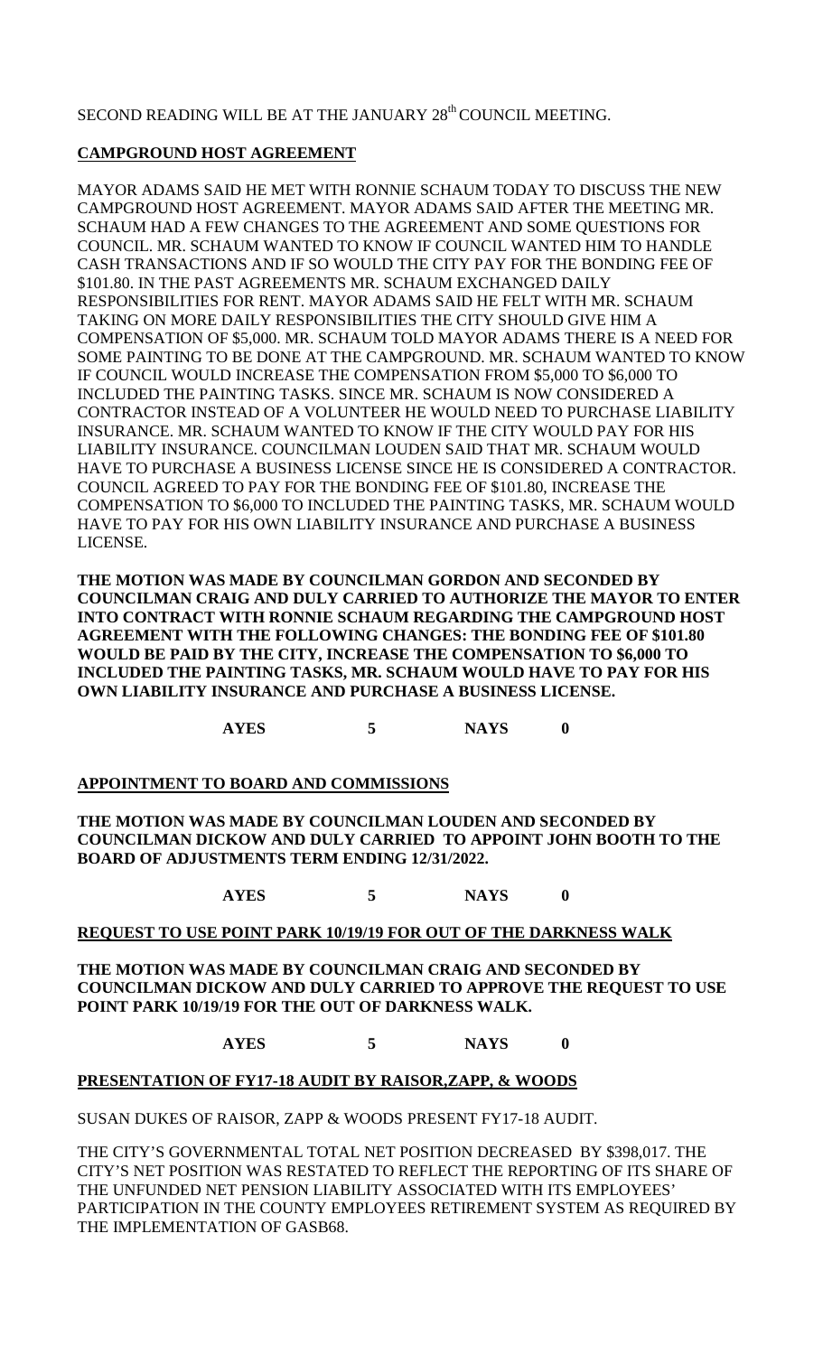SECOND READING WILL BE AT THE JANUARY 28th COUNCIL MEETING.

**CAMPGROUND HOST AGREEMENT**

MAYOR ADAMS SAID HE MET WITH RONNIE SCHAUM TODAY TO DISCUSS THE NEW CAMPGROUND HOST AGREEMENT. MAYOR ADAMS SAID AFTER THE MEETING MR. SCHAUM HAD A FEW CHANGES TO THE AGREEMENT AND SOME QUESTIONS FOR COUNCIL. MR. SCHAUM WANTED TO KNOW IF COUNCIL WANTED HIM TO HANDLE CASH TRANSACTIONS AND IF SO WOULD THE CITY PAY FOR THE BONDING FEE OF \$101.80. IN THE PAST AGREEMENTS MR. SCHAUM EXCHANGED DAILY RESPONSIBILITIES FOR RENT. MAYOR ADAMS SAID HE FELT WITH MR. SCHAUM TAKING ON MORE DAILY RESPONSIBILITIES THE CITY SHOULD GIVE HIM A COMPENSATION OF \$5,000. MR. SCHAUM TOLD MAYOR ADAMS THERE IS A NEED FOR SOME PAINTING TO BE DONE AT THE CAMPGROUND. MR. SCHAUM WANTED TO KNOW IF COUNCIL WOULD INCREASE THE COMPENSATION FROM \$5,000 TO \$6,000 TO INCLUDED THE PAINTING TASKS. SINCE MR. SCHAUM IS NOW CONSIDERED A CONTRACTOR INSTEAD OF A VOLUNTEER HE WOULD NEED TO PURCHASE LIABILITY INSURANCE. MR. SCHAUM WANTED TO KNOW IF THE CITY WOULD PAY FOR HIS LIABILITY INSURANCE. COUNCILMAN LOUDEN SAID THAT MR. SCHAUM WOULD HAVE TO PURCHASE A BUSINESS LICENSE SINCE HE IS CONSIDERED A CONTRACTOR. COUNCIL AGREED TO PAY FOR THE BONDING FEE OF \$101.80, INCREASE THE COMPENSATION TO \$6,000 TO INCLUDED THE PAINTING TASKS, MR. SCHAUM WOULD HAVE TO PAY FOR HIS OWN LIABILITY INSURANCE AND PURCHASE A BUSINESS LICENSE.

**THE MOTION WAS MADE BY COUNCILMAN GORDON AND SECONDED BY COUNCILMAN CRAIG AND DULY CARRIED TO AUTHORIZE THE MAYOR TO ENTER INTO CONTRACT WITH RONNIE SCHAUM REGARDING THE CAMPGROUND HOST AGREEMENT WITH THE FOLLOWING CHANGES: THE BONDING FEE OF \$101.80 WOULD BE PAID BY THE CITY, INCREASE THE COMPENSATION TO \$6,000 TO INCLUDED THE PAINTING TASKS, MR. SCHAUM WOULD HAVE TO PAY FOR HIS OWN LIABILITY INSURANCE AND PURCHASE A BUSINESS LICENSE.**

**AYES 5 NAYS 0**

**APPOINTMENT TO BOARD AND COMMISSIONS**

**THE MOTION WAS MADE BY COUNCILMAN LOUDEN AND SECONDED BY COUNCILMAN DICKOW AND DULY CARRIED TO APPOINT JOHN BOOTH TO THE BOARD OF ADJUSTMENTS TERM ENDING 12/31/2022.**

**AYES 5 NAYS 0**

**REQUEST TO USE POINT PARK 10/19/19 FOR OUT OF THE DARKNESS WALK**

**THE MOTION WAS MADE BY COUNCILMAN CRAIG AND SECONDED BY COUNCILMAN DICKOW AND DULY CARRIED TO APPROVE THE REQUEST TO USE POINT PARK 10/19/19 FOR THE OUT OF DARKNESS WALK.**

**AYES 5 NAYS 0**

**PRESENTATION OF FY17-18 AUDIT BY RAISOR,ZAPP, & WOODS**

SUSAN DUKES OF RAISOR, ZAPP & WOODS PRESENT FY17-18 AUDIT.

THE CITY'S GOVERNMENTAL TOTAL NET POSITION DECREASED BY \$398,017. THE CITY'S NET POSITION WAS RESTATED TO REFLECT THE REPORTING OF ITS SHARE OF THE UNFUNDED NET PENSION LIABILITY ASSOCIATED WITH ITS EMPLOYEES' PARTICIPATION IN THE COUNTY EMPLOYEES RETIREMENT SYSTEM AS REQUIRED BY THE IMPLEMENTATION OF GASB68.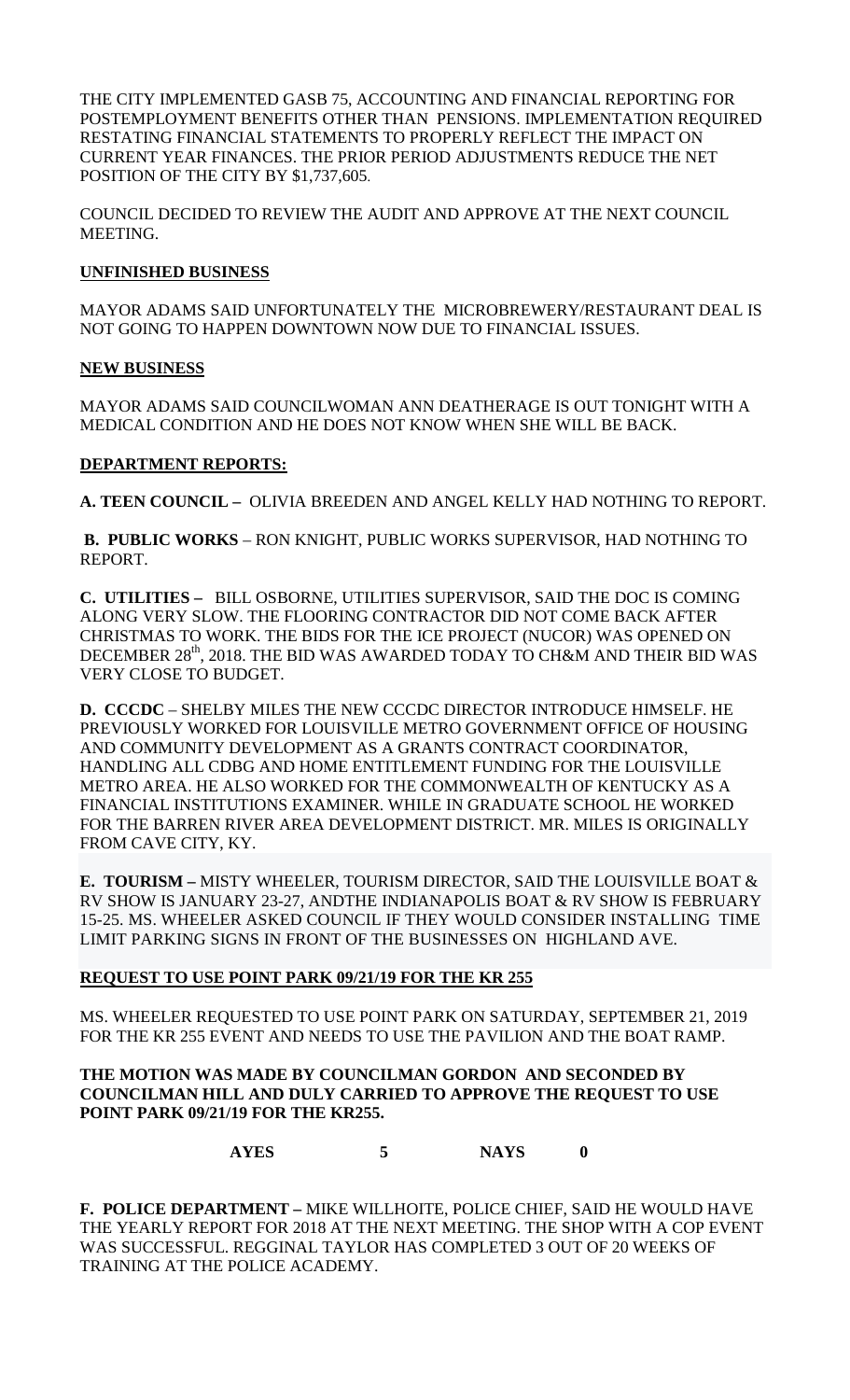THE CITY IMPLEMENTED GASB 75, ACCOUNTING AND FINANCIAL REPORTING FOR POSTEMPLOYMENT BENEFITS OTHER THAN PENSIONS. IMPLEMENTATION REQUIRED RESTATING FINANCIAL STATEMENTS TO PROPERLY REFLECT THE IMPACT ON CURRENT YEAR FINANCES. THE PRIOR PERIOD ADJUSTMENTS REDUCE THE NET POSITION OF THE CITY BY $1,737,605.

COUNCIL DECIDED TO REVIEW THE AUDIT AND APPROVE AT THE NEXT COUNCIL MEETING.

**UNFINISHED BUSINESS**

MAYOR ADAMS SAID UNFORTUNATELY THE MICROBREWERY/RESTAURANT DEAL IS NOT GOING TO HAPPEN DOWNTOWN NOW DUE TO FINANCIAL ISSUES.

**NEW BUSINESS**

MAYOR ADAMS SAID COUNCILWOMAN ANN DEATHERAGE IS OUT TONIGHT WITH A MEDICAL CONDITION AND HE DOES NOT KNOW WHEN SHE WILL BE BACK.

**DEPARTMENT REPORTS:**

**A. TEEN COUNCIL –** OLIVIA BREEDEN AND ANGEL KELLY HAD NOTHING TO REPORT.

**B. PUBLIC WORKS** – RON KNIGHT, PUBLIC WORKS SUPERVISOR, HAD NOTHING TO REPORT.

**C. UTILITIES –** BILL OSBORNE, UTILITIES SUPERVISOR, SAID THE DOC IS COMING ALONG VERY SLOW. THE FLOORING CONTRACTOR DID NOT COME BACK AFTER CHRISTMAS TO WORK. THE BIDS FOR THE ICE PROJECT (NUCOR) WAS OPENED ON DECEMBER 28th, 2018. THE BID WAS AWARDED TODAY TO CH&M AND THEIR BID WAS VERY CLOSE TO BUDGET.

**D. CCCDC** – SHELBY MILES THE NEW CCCDC DIRECTOR INTRODUCE HIMSELF. HE PREVIOUSLY WORKED FOR LOUISVILLE METRO GOVERNMENT OFFICE OF HOUSING AND COMMUNITY DEVELOPMENT AS A GRANTS CONTRACT COORDINATOR, HANDLING ALL CDBG AND HOME ENTITLEMENT FUNDING FOR THE LOUISVILLE METRO AREA. HE ALSO WORKED FOR THE COMMONWEALTH OF KENTUCKY AS A FINANCIAL INSTITUTIONS EXAMINER. WHILE IN GRADUATE SCHOOL HE WORKED FOR THE BARREN RIVER AREA DEVELOPMENT DISTRICT. MR. MILES IS ORIGINALLY FROM CAVE CITY, KY.

**E. TOURISM –** MISTY WHEELER, TOURISM DIRECTOR, SAID THE LOUISVILLE BOAT & RV SHOW IS JANUARY 23-27, ANDTHE INDIANAPOLIS BOAT & RV SHOW IS FEBRUARY 15-25. MS. WHEELER ASKED COUNCIL IF THEY WOULD CONSIDER INSTALLING TIME LIMIT PARKING SIGNS IN FRONT OF THE BUSINESSES ON HIGHLAND AVE.

**REQUEST TO USE POINT PARK 09/21/19 FOR THE KR 255**

MS. WHEELER REQUESTED TO USE POINT PARK ON SATURDAY, SEPTEMBER 21, 2019 FOR THE KR 255 EVENT AND NEEDS TO USE THE PAVILION AND THE BOAT RAMP.

**THE MOTION WAS MADE BY COUNCILMAN GORDON AND SECONDED BY COUNCILMAN HILL AND DULY CARRIED TO APPROVE THE REQUEST TO USE POINT PARK 09/21/19 FOR THE KR255.**

**AYES 5 NAYS 0**

**F. POLICE DEPARTMENT –** MIKE WILLHOITE, POLICE CHIEF, SAID HE WOULD HAVE THE YEARLY REPORT FOR 2018 AT THE NEXT MEETING. THE SHOP WITH A COP EVENT WAS SUCCESSFUL. REGGINAL TAYLOR HAS COMPLETED 3 OUT OF 20 WEEKS OF TRAINING AT THE POLICE ACADEMY.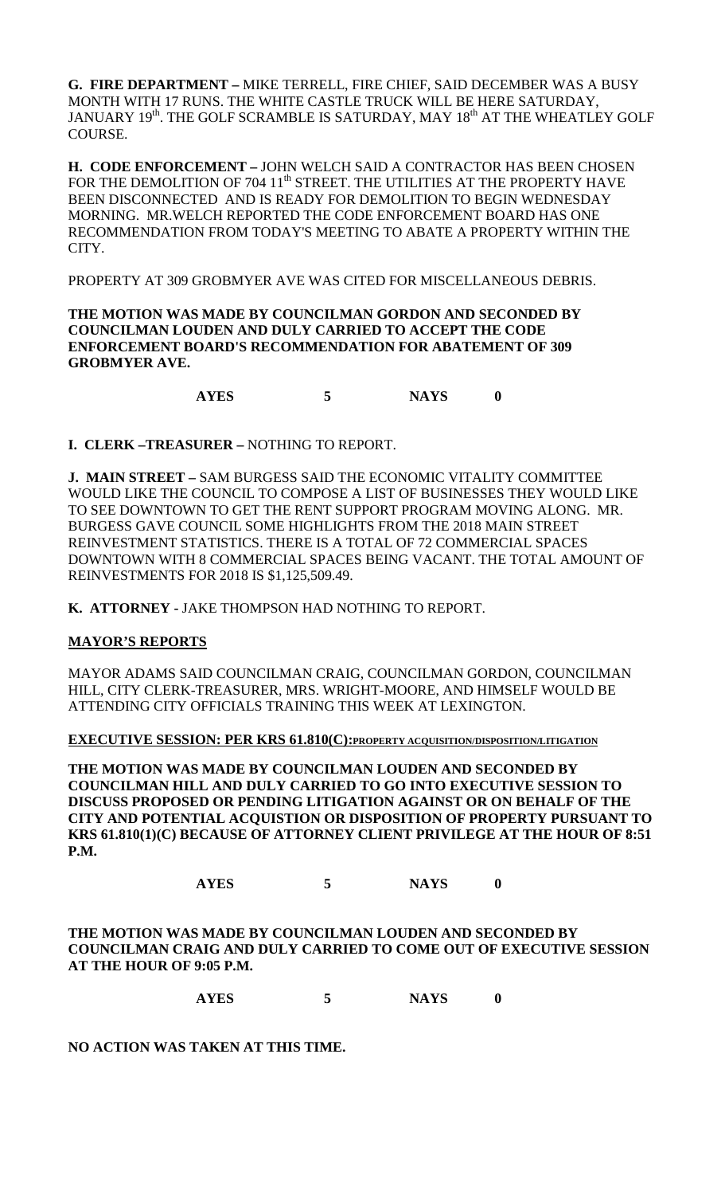**G. FIRE DEPARTMENT –** MIKE TERRELL, FIRE CHIEF, SAID DECEMBER WAS A BUSY MONTH WITH 17 RUNS. THE WHITE CASTLE TRUCK WILL BE HERE SATURDAY, JANUARY 19th. THE GOLF SCRAMBLE IS SATURDAY, MAY 18th AT THE WHEATLEY GOLF COURSE.

**H. CODE ENFORCEMENT –** JOHN WELCH SAID A CONTRACTOR HAS BEEN CHOSEN FOR THE DEMOLITION OF 704 11th STREET. THE UTILITIES AT THE PROPERTY HAVE BEEN DISCONNECTED AND IS READY FOR DEMOLITION TO BEGIN WEDNESDAY MORNING. MR.WELCH REPORTED THE CODE ENFORCEMENT BOARD HAS ONE RECOMMENDATION FROM TODAY'S MEETING TO ABATE A PROPERTY WITHIN THE CITY.

PROPERTY AT 309 GROBMYER AVE WAS CITED FOR MISCELLANEOUS DEBRIS.

**THE MOTION WAS MADE BY COUNCILMAN GORDON AND SECONDED BY COUNCILMAN LOUDEN AND DULY CARRIED TO ACCEPT THE CODE ENFORCEMENT BOARD'S RECOMMENDATION FOR ABATEMENT OF 309 GROBMYER AVE.**

**AYES 5 NAYS 0**

**I. CLERK –TREASURER –** NOTHING TO REPORT.

**J. MAIN STREET –** SAM BURGESS SAID THE ECONOMIC VITALITY COMMITTEE WOULD LIKE THE COUNCIL TO COMPOSE A LIST OF BUSINESSES THEY WOULD LIKE TO SEE DOWNTOWN TO GET THE RENT SUPPORT PROGRAM MOVING ALONG. MR. BURGESS GAVE COUNCIL SOME HIGHLIGHTS FROM THE 2018 MAIN STREET REINVESTMENT STATISTICS. THERE IS A TOTAL OF 72 COMMERCIAL SPACES DOWNTOWN WITH 8 COMMERCIAL SPACES BEING VACANT. THE TOTAL AMOUNT OF REINVESTMENTS FOR 2018 IS $1,125,509.49.

**K. ATTORNEY -** JAKE THOMPSON HAD NOTHING TO REPORT.

**MAYOR'S REPORTS**

MAYOR ADAMS SAID COUNCILMAN CRAIG, COUNCILMAN GORDON, COUNCILMAN HILL, CITY CLERK-TREASURER, MRS. WRIGHT-MOORE, AND HIMSELF WOULD BE ATTENDING CITY OFFICIALS TRAINING THIS WEEK AT LEXINGTON.

**EXECUTIVE SESSION: PER KRS 61.810(C):PROPERTY ACQUISITION/DISPOSITION/LITIGATION**

**THE MOTION WAS MADE BY COUNCILMAN LOUDEN AND SECONDED BY COUNCILMAN HILL AND DULY CARRIED TO GO INTO EXECUTIVE SESSION TO DISCUSS PROPOSED OR PENDING LITIGATION AGAINST OR ON BEHALF OF THE CITY AND POTENTIAL ACQUISTION OR DISPOSITION OF PROPERTY PURSUANT TO KRS 61.810(1)(C) BECAUSE OF ATTORNEY CLIENT PRIVILEGE AT THE HOUR OF 8:51 P.M.**

**AYES 5 NAYS 0**

**THE MOTION WAS MADE BY COUNCILMAN LOUDEN AND SECONDED BY COUNCILMAN CRAIG AND DULY CARRIED TO COME OUT OF EXECUTIVE SESSION AT THE HOUR OF 9:05 P.M.**

**AYES 5 NAYS 0**

**NO ACTION WAS TAKEN AT THIS TIME.**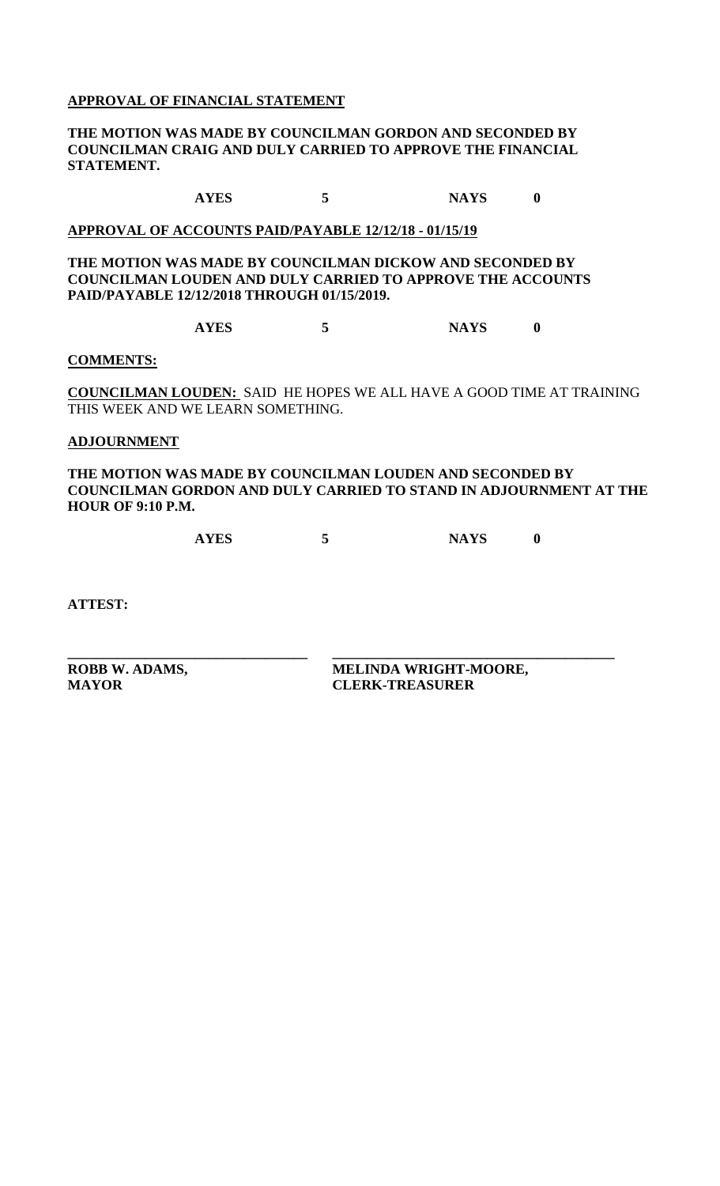**APPROVAL OF FINANCIAL STATEMENT**

**THE MOTION WAS MADE BY COUNCILMAN GORDON AND SECONDED BY COUNCILMAN CRAIG AND DULY CARRIED TO APPROVE THE FINANCIAL STATEMENT.**

**AYES 5 NAYS 0**

**APPROVAL OF ACCOUNTS PAID/PAYABLE 12/12/18 - 01/15/19**

**THE MOTION WAS MADE BY COUNCILMAN DICKOW AND SECONDED BY COUNCILMAN LOUDEN AND DULY CARRIED TO APPROVE THE ACCOUNTS PAID/PAYABLE 12/12/2018 THROUGH 01/15/2019.**

**AYES 5 NAYS 0**

**COMMENTS:**

**COUNCILMAN LOUDEN:** SAID HE HOPES WE ALL HAVE A GOOD TIME AT TRAINING THIS WEEK AND WE LEARN SOMETHING.

**ADJOURNMENT**

**THE MOTION WAS MADE BY COUNCILMAN LOUDEN AND SECONDED BY COUNCILMAN GORDON AND DULY CARRIED TO STAND IN ADJOURNMENT AT THE HOUR OF 9:10 P.M.**

**AYES 5 NAYS 0**

**ATTEST:**

| | |
|---|---|
| **______________________________** | **______________________________** |
| **ROBB W. ADAMS,** | **MELINDA WRIGHT-MOORE,** |
| **MAYOR** | **CLERK-TREASURER** |